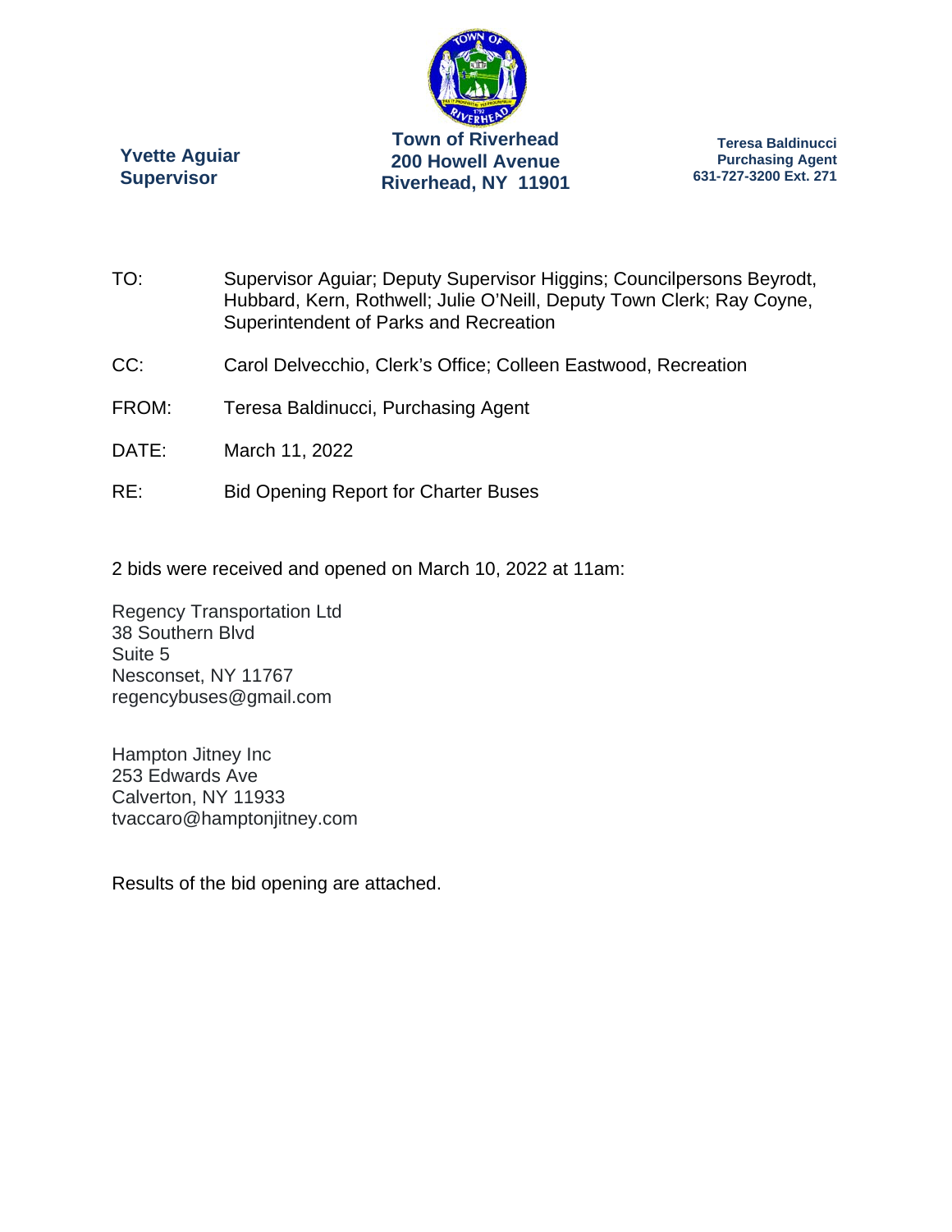**Yvette Aguiar**
**Supervisor**

**Town of Riverhead**
**200 Howell Avenue**
**Riverhead, NY 11901**

**Teresa Baldinucci**
**Purchasing Agent**
**631-727-3200 Ext. 271**

TO: Supervisor Aguiar; Deputy Supervisor Higgins; Councilpersons Beyrodt, Hubbard, Kern, Rothwell; Julie O'Neill, Deputy Town Clerk; Ray Coyne, Superintendent of Parks and Recreation

CC: Carol Delvecchio, Clerk's Office; Colleen Eastwood, Recreation

FROM: Teresa Baldinucci, Purchasing Agent

DATE: March 11, 2022

RE: Bid Opening Report for Charter Buses

2 bids were received and opened on March 10, 2022 at 11am:

Regency Transportation Ltd
38 Southern Blvd
Suite 5
Nesconset, NY 11767
regencybuses@gmail.com

Hampton Jitney Inc
253 Edwards Ave
Calverton, NY 11933
tvaccaro@hamptonjitney.com

Results of the bid opening are attached.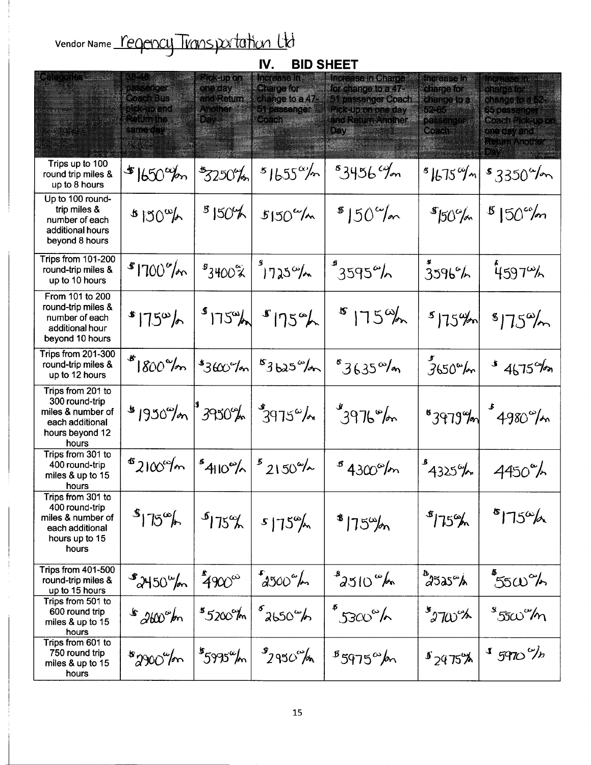Vendor Name Regency Transportation Ltd

## IV. BID SHEET

| Categories | 38-46 passenger Coach Bus pick-up and Return the same day | Pick-up on one day and Return Another Day | Increase in Charge for change to a 47-51 passenger Coach | Increase in Charge for change to a 47-51 passenger Coach Pick-up on one day and Return Another Day | Increase in charge for change to a 52-65 passenger Coach | Increase in charge for change to a 52-65 passenger Coach Pick-up on one day and Return Another Day |
|---|---|---|---|---|---|---|
| Trips up to 100 round trip miles & up to 8 hours | $1650.00/bn | $3250.00/bn | $1655.00/bn | $3456.00/bn | $1675.00/bn | $3350.00/bn |
| Up to 100 round-trip miles & number of each additional hours beyond 8 hours | $150.00/h | $150.00/h | $150.00/hr | $150.00/hr | $150.00/hr | $150.00/hr |
| Trips from 101-200 round-trip miles & up to 10 hours | $1700.00/hr | $3400.00/hr | $1725.00/hr | $3595.00/h | $3596.00/h | $4597.00/h |
| From 101 to 200 round-trip miles & number of each additional hour beyond 10 hours | $175.00/h | $175.00/hr | $175.00/h | $175.00/hr | $175.00/hr | $175.00/hr |
| Trips from 201-300 round-trip miles & up to 12 hours | $1800.00/hr | $3600.00/hr | $3625.00/hr | $3635.00/hr | $3650.00/hr | $4675.00/hr |
| Trips from 201 to 300 round-trip miles & number of each additional hours beyond 12 hours | $1950.00/hr | $3950.00/hr | $3975.00/hr | $3976.00/hr | $3979.00/hr | $4980.00/hr |
| Trips from 301 to 400 round-trip miles & up to 15 hours | $2100.00/hr | $4110.00/h | $2150.00/h | $4300.00/hr | $4325.00/hr | 4450.00/h |
| Trips from 301 to 400 round-trip miles & number of each additional hours up to 15 hours | $175.00/h | $175.00/h | $175.00/hr | $175.00/hr | $175.00/hr | $175.00/hr |
| Trips from 401-500 round-trip miles & up to 15 hours | $2450.00/hr | $4900.00 | $2500.00/hr | $2510.00/hr | $2525.00/h | $5500.00/h |
| Trips from 501 to 600 round trip miles & up to 15 hours | $2600.00/hr | $5200.00/hr | $2650.00/h | $5300.00/h | $2700.00/h | $5500.00/hr |
| Trips from 601 to 750 round trip miles & up to 15 hours | $2900.00/hr | $5995.00/hr | $2950.00/hr | $5975.00/hr | $2975.00/h | $5970.00/h |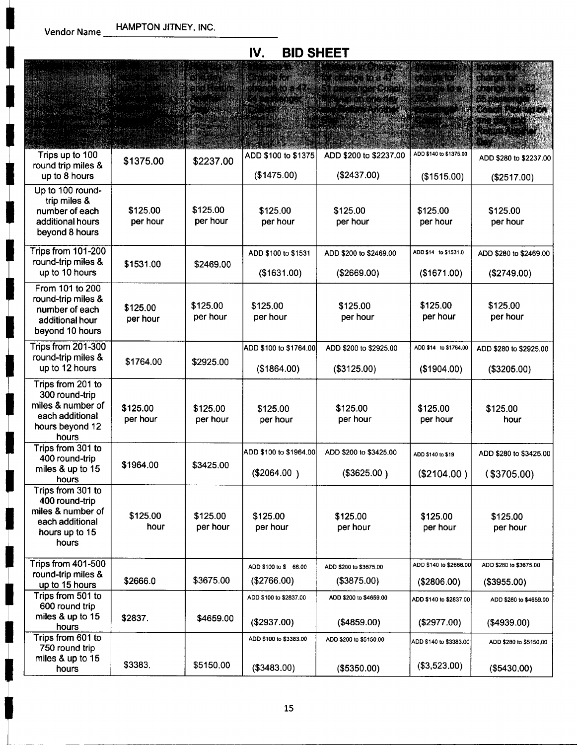Vendor Name HAMPTON JITNEY, INC.

# IV. BID SHEET

| | | Pickup on one Day and Return Another Day | Increase in Charge for change to a 47-51 passenger Coach | Increase in Charge for change to a 47-51 passenger Coach Pickup on one day and Return Another Day | Increase in charge for change to a 52-55 passenger Coach | Increase in charge for change to a 52-55 passenger Coach Pickup on one day and Return Another Day |
|---|---|---|---|---|---|---|
| Trips up to 100 round trip miles & up to 8 hours | $1375.00 | $2237.00 | ADD $100 to $1375 ($1475.00) | ADD $200 to $2237.00 ($2437.00) | ADD $140 to $1375.00 ($1515.00) | ADD $280 to $2237.00 ($2517.00) |
| Up to 100 round-trip miles & number of each additional hours beyond 8 hours | $125.00 per hour | $125.00 per hour | $125.00 per hour | $125.00 per hour | $125.00 per hour | $125.00 per hour |
| Trips from 101-200 round-trip miles & up to 10 hours | $1531.00 | $2469.00 | ADD $100 to $1531 ($1631.00) | ADD $200 to $2469.00 ($2669.00) | ADD $14 to $1531.0 ($1671.00) | ADD $280 to $2469.00 ($2749.00) |
| From 101 to 200 round-trip miles & number of each additional hour beyond 10 hours | $125.00 per hour | $125.00 per hour | $125.00 per hour | $125.00 per hour | $125.00 per hour | $125.00 per hour |
| Trips from 201-300 round-trip miles & up to 12 hours | $1764.00 | $2925.00 | ADD $100 to $1764.00 ($1864.00) | ADD $200 to $2925.00 ($3125.00) | ADD $14 to $1764.00 ($1904.00) | ADD $280 to $2925.00 ($3205.00) |
| Trips from 201 to 300 round-trip miles & number of each additional hours beyond 12 hours | $125.00 per hour | $125.00 per hour | $125.00 per hour | $125.00 per hour | $125.00 per hour | $125.00 hour |
| Trips from 301 to 400 round-trip miles & up to 15 hours | $1964.00 | $3425.00 | ADD $100 to $1964.00 ($2064.00 ) | ADD $200 to $3425.00 ($3625.00 ) | ADD $140 to $19 ($2104.00 ) | ADD $280 to $3425.00 ( $3705.00) |
| Trips from 301 to 400 round-trip miles & number of each additional hours up to 15 hours | $125.00 hour | $125.00 per hour | $125.00 per hour | $125.00 per hour | $125.00 per hour | $125.00 per hour |
| Trips from 401-500 round-trip miles & up to 15 hours | $2666.0 | $3675.00 | ADD $100 to $ 66.00 ($2766.00) | ADD $200 to $3675.00 ($3875.00) | ADD $140 to $2666.00 ($2806.00) | ADD $280 to $3675.00 ($3955.00) |
| Trips from 501 to 600 round trip miles & up to 15 hours | $2837. | $4659.00 | ADD $100 to $2837.00 ($2937.00) | ADD $200 to $4659.00 ($4859.00) | ADD $140 to $2837.00 ($2977.00) | ADD $280 to $4659.00 ($4939.00) |
| Trips from 601 to 750 round trip miles & up to 15 hours | $3383. | $5150.00 | ADD $100 to $3383.00 ($3483.00) | ADD $200 to $5150.00 ($5350.00) | ADD $140 to $3383.00 ($3,523.00) | ADD $280 to $5150.00 ($5430.00) |